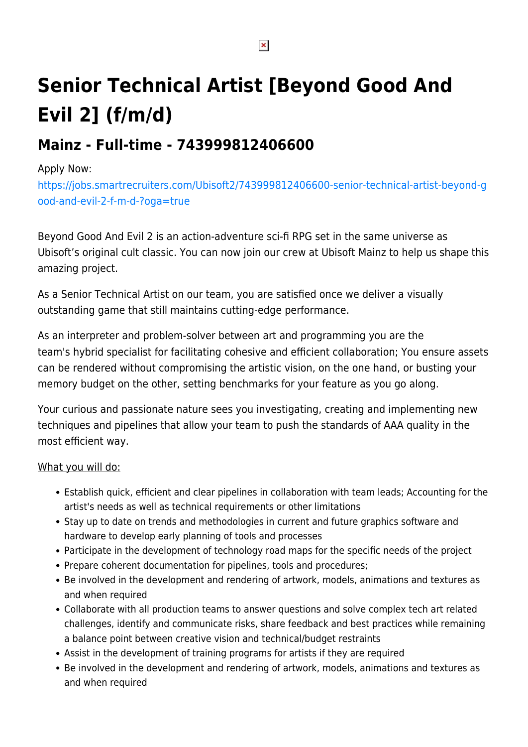# Senior Technical Artist [Beyond Good And Evil 2] (f/m/d)

## Mainz - Full-time - 743999812406600

Apply Now:
https://jobs.smartrecruiters.com/Ubisoft2/743999812406600-senior-technical-artist-beyond-good-and-evil-2-f-m-d-?oga=true

Beyond Good And Evil 2 is an action-adventure sci-fi RPG set in the same universe as Ubisoft's original cult classic. You can now join our crew at Ubisoft Mainz to help us shape this amazing project.

As a Senior Technical Artist on our team, you are satisfied once we deliver a visually outstanding game that still maintains cutting-edge performance.

As an interpreter and problem-solver between art and programming you are the team's hybrid specialist for facilitating cohesive and efficient collaboration; You ensure assets can be rendered without compromising the artistic vision, on the one hand, or busting your memory budget on the other, setting benchmarks for your feature as you go along.

Your curious and passionate nature sees you investigating, creating and implementing new techniques and pipelines that allow your team to push the standards of AAA quality in the most efficient way.

What you will do:

- Establish quick, efficient and clear pipelines in collaboration with team leads; Accounting for the artist's needs as well as technical requirements or other limitations
- Stay up to date on trends and methodologies in current and future graphics software and hardware to develop early planning of tools and processes
- Participate in the development of technology road maps for the specific needs of the project
- Prepare coherent documentation for pipelines, tools and procedures;
- Be involved in the development and rendering of artwork, models, animations and textures as and when required
- Collaborate with all production teams to answer questions and solve complex tech art related challenges, identify and communicate risks, share feedback and best practices while remaining a balance point between creative vision and technical/budget restraints
- Assist in the development of training programs for artists if they are required
- Be involved in the development and rendering of artwork, models, animations and textures as and when required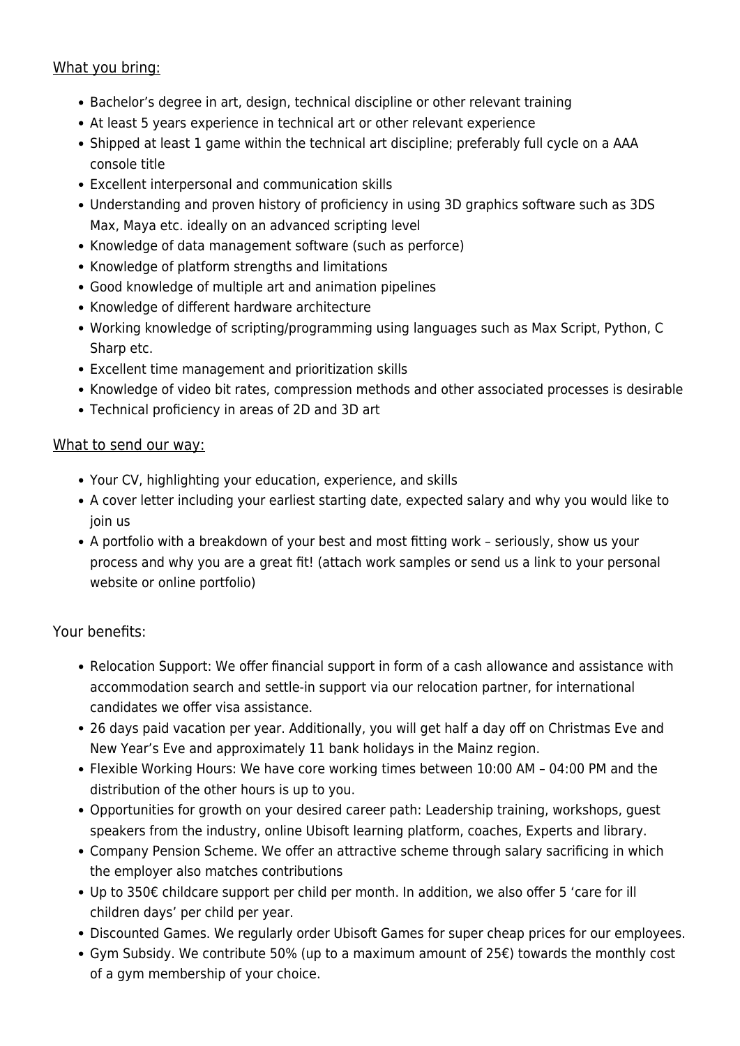What you bring:

- Bachelor’s degree in art, design, technical discipline or other relevant training
- At least 5 years experience in technical art or other relevant experience
- Shipped at least 1 game within the technical art discipline; preferably full cycle on a AAA console title
- Excellent interpersonal and communication skills
- Understanding and proven history of proficiency in using 3D graphics software such as 3DS Max, Maya etc. ideally on an advanced scripting level
- Knowledge of data management software (such as perforce)
- Knowledge of platform strengths and limitations
- Good knowledge of multiple art and animation pipelines
- Knowledge of different hardware architecture
- Working knowledge of scripting/programming using languages such as Max Script, Python, C Sharp etc.
- Excellent time management and prioritization skills
- Knowledge of video bit rates, compression methods and other associated processes is desirable
- Technical proficiency in areas of 2D and 3D art

What to send our way:

- Your CV, highlighting your education, experience, and skills
- A cover letter including your earliest starting date, expected salary and why you would like to join us
- A portfolio with a breakdown of your best and most fitting work – seriously, show us your process and why you are a great fit! (attach work samples or send us a link to your personal website or online portfolio)

Your benefits:

- Relocation Support: We offer financial support in form of a cash allowance and assistance with accommodation search and settle-in support via our relocation partner, for international candidates we offer visa assistance.
- 26 days paid vacation per year. Additionally, you will get half a day off on Christmas Eve and New Year’s Eve and approximately 11 bank holidays in the Mainz region.
- Flexible Working Hours: We have core working times between 10:00 AM – 04:00 PM and the distribution of the other hours is up to you.
- Opportunities for growth on your desired career path: Leadership training, workshops, guest speakers from the industry, online Ubisoft learning platform, coaches, Experts and library.
- Company Pension Scheme. We offer an attractive scheme through salary sacrificing in which the employer also matches contributions
- Up to 350€ childcare support per child per month. In addition, we also offer 5 ‘care for ill children days’ per child per year.
- Discounted Games. We regularly order Ubisoft Games for super cheap prices for our employees.
- Gym Subsidy. We contribute 50% (up to a maximum amount of 25€) towards the monthly cost of a gym membership of your choice.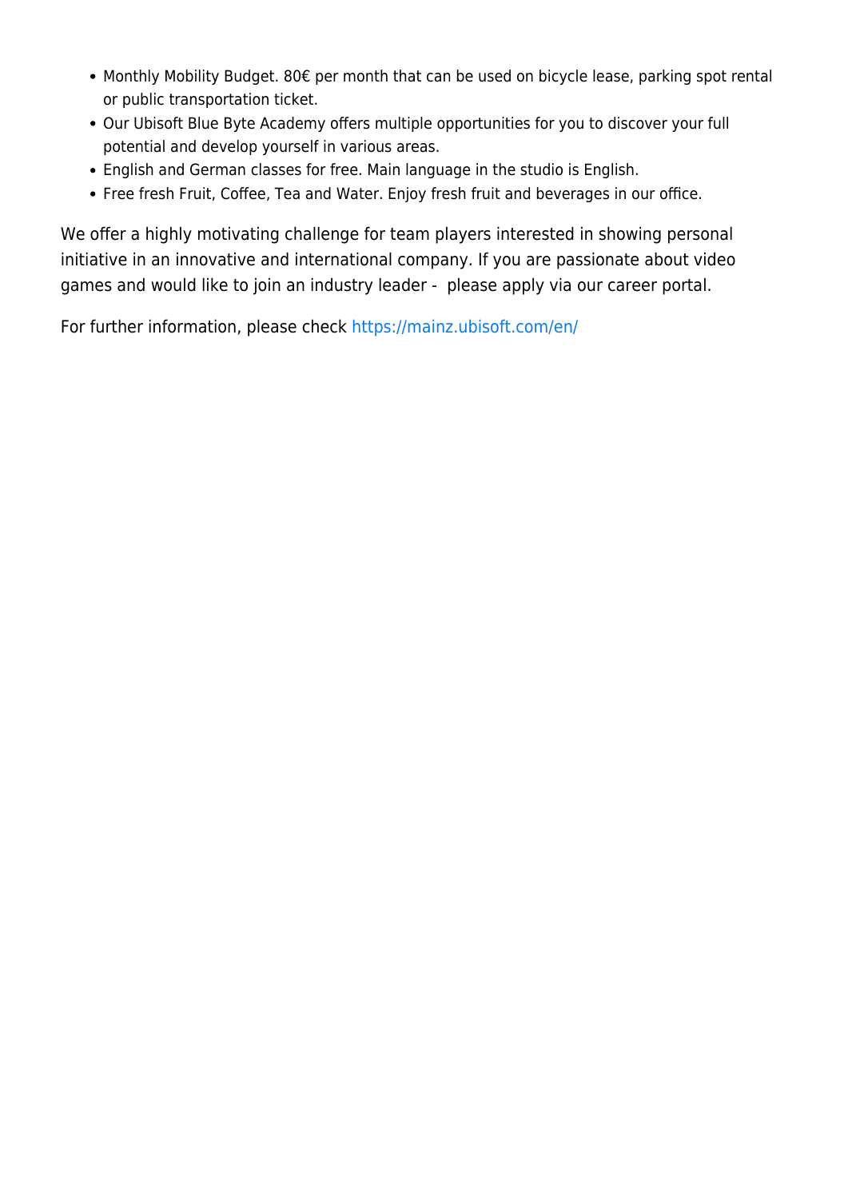- Monthly Mobility Budget. 80€ per month that can be used on bicycle lease, parking spot rental or public transportation ticket.
- Our Ubisoft Blue Byte Academy offers multiple opportunities for you to discover your full potential and develop yourself in various areas.
- English and German classes for free. Main language in the studio is English.
- Free fresh Fruit, Coffee, Tea and Water. Enjoy fresh fruit and beverages in our office.

We offer a highly motivating challenge for team players interested in showing personal initiative in an innovative and international company. If you are passionate about video games and would like to join an industry leader -  please apply via our career portal.

For further information, please check https://mainz.ubisoft.com/en/